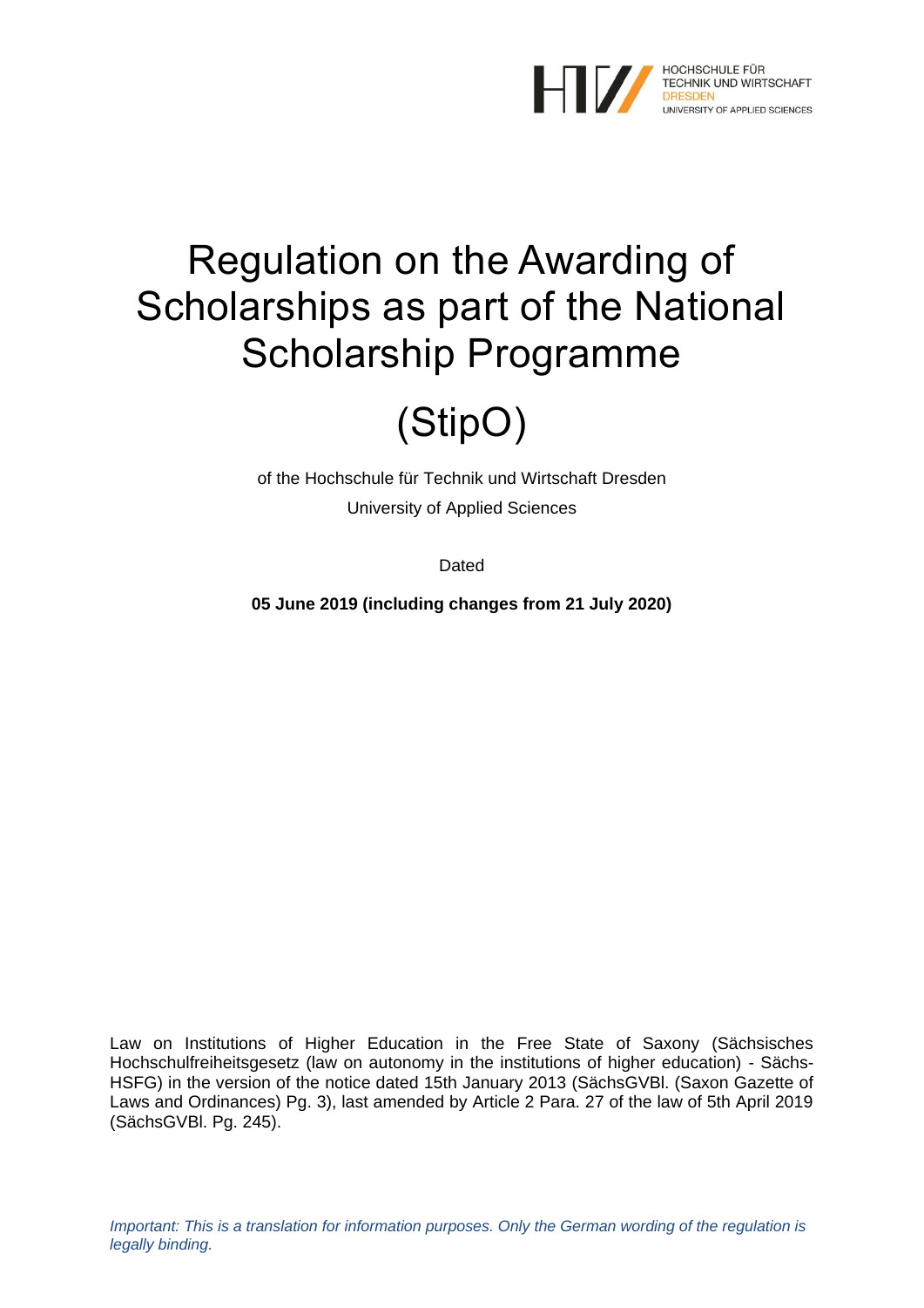HOCHSCHULE FÜR TECHNIK UND WIRTSCHAFT DRESDEN
UNIVERSITY OF APPLIED SCIENCES

# Regulation on the Awarding of Scholarships as part of the National Scholarship Programme

# (StipO)

of the Hochschule für Technik und Wirtschaft Dresden

University of Applied Sciences

Dated

**05 June 2019 (including changes from 21 July 2020)**

Law on Institutions of Higher Education in the Free State of Saxony (Sächsisches Hochschulfreiheitsgesetz (law on autonomy in the institutions of higher education) - SächsHSFG) in the version of the notice dated 15th January 2013 (SächsGVBl. (Saxon Gazette of Laws and Ordinances) Pg. 3), last amended by Article 2 Para. 27 of the law of 5th April 2019 (SächsGVBl. Pg. 245).

*Important: This is a translation for information purposes. Only the German wording of the regulation is legally binding.*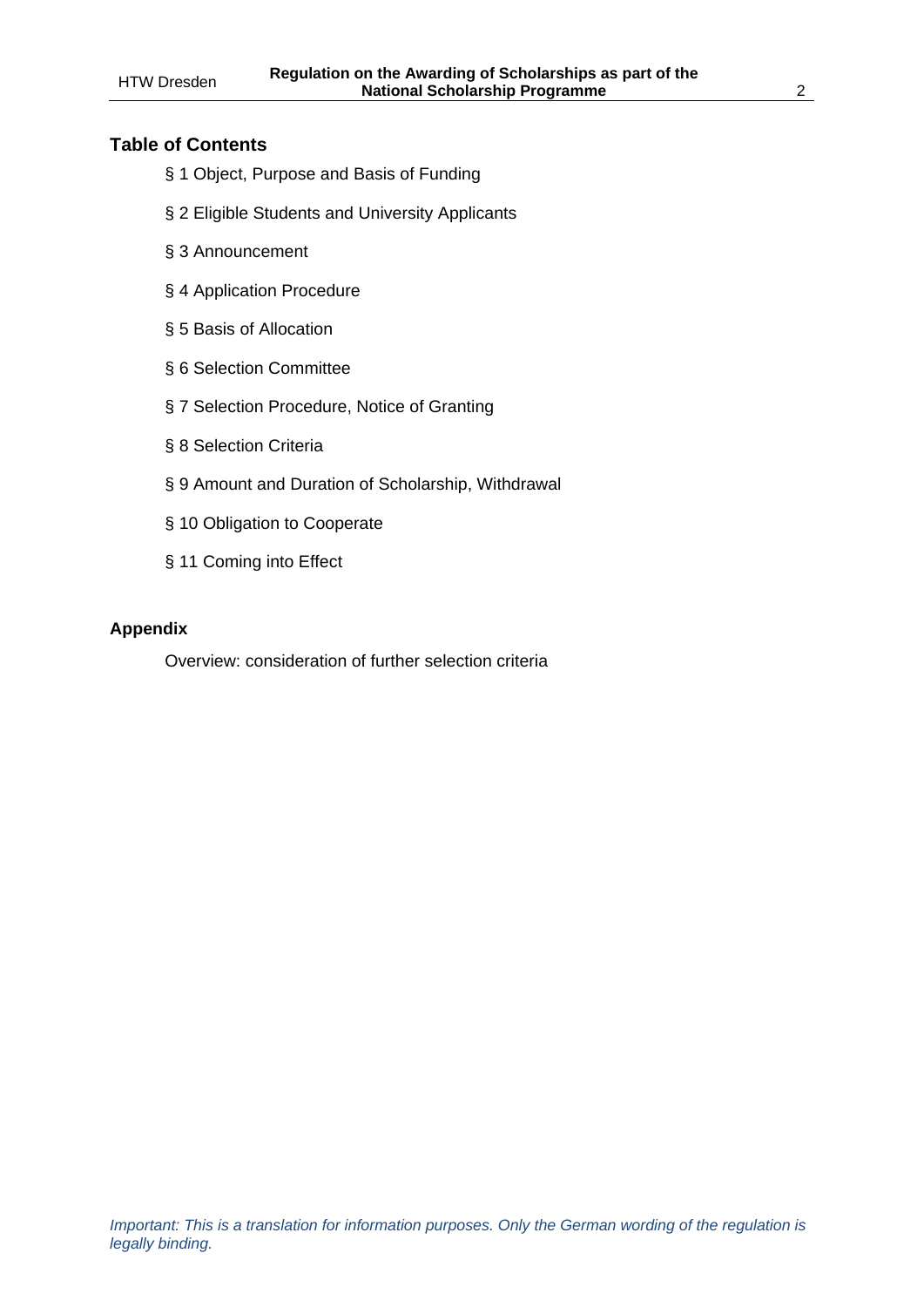## Table of Contents

§ 1 Object, Purpose and Basis of Funding

§ 2 Eligible Students and University Applicants

§ 3 Announcement

§ 4 Application Procedure

§ 5 Basis of Allocation

§ 6 Selection Committee

§ 7 Selection Procedure, Notice of Granting

§ 8 Selection Criteria

§ 9 Amount and Duration of Scholarship, Withdrawal

§ 10 Obligation to Cooperate

§ 11 Coming into Effect

## Appendix

Overview: consideration of further selection criteria

*Important: This is a translation for information purposes. Only the German wording of the regulation is legally binding.*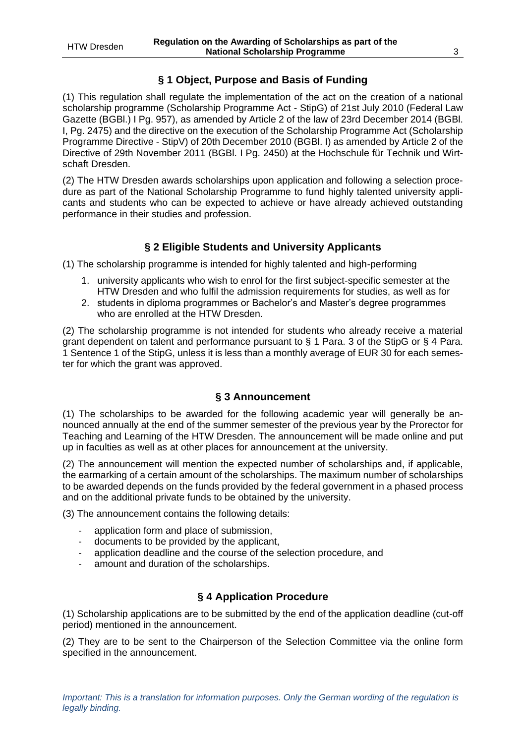## § 1 Object, Purpose and Basis of Funding

(1) This regulation shall regulate the implementation of the act on the creation of a national scholarship programme (Scholarship Programme Act - StipG) of 21st July 2010 (Federal Law Gazette (BGBl.) I Pg. 957), as amended by Article 2 of the law of 23rd December 2014 (BGBl. I, Pg. 2475) and the directive on the execution of the Scholarship Programme Act (Scholarship Programme Directive - StipV) of 20th December 2010 (BGBl. I) as amended by Article 2 of the Directive of 29th November 2011 (BGBl. I Pg. 2450) at the Hochschule für Technik und Wirtschaft Dresden.

(2) The HTW Dresden awards scholarships upon application and following a selection procedure as part of the National Scholarship Programme to fund highly talented university applicants and students who can be expected to achieve or have already achieved outstanding performance in their studies and profession.

## § 2 Eligible Students and University Applicants

(1) The scholarship programme is intended for highly talented and high-performing

1. university applicants who wish to enrol for the first subject-specific semester at the HTW Dresden and who fulfil the admission requirements for studies, as well as for
2. students in diploma programmes or Bachelor's and Master's degree programmes who are enrolled at the HTW Dresden.

(2) The scholarship programme is not intended for students who already receive a material grant dependent on talent and performance pursuant to § 1 Para. 3 of the StipG or § 4 Para. 1 Sentence 1 of the StipG, unless it is less than a monthly average of EUR 30 for each semester for which the grant was approved.

## § 3 Announcement

(1) The scholarships to be awarded for the following academic year will generally be announced annually at the end of the summer semester of the previous year by the Prorector for Teaching and Learning of the HTW Dresden. The announcement will be made online and put up in faculties as well as at other places for announcement at the university.

(2) The announcement will mention the expected number of scholarships and, if applicable, the earmarking of a certain amount of the scholarships. The maximum number of scholarships to be awarded depends on the funds provided by the federal government in a phased process and on the additional private funds to be obtained by the university.

(3) The announcement contains the following details:

- application form and place of submission,
- documents to be provided by the applicant,
- application deadline and the course of the selection procedure, and
- amount and duration of the scholarships.

## § 4 Application Procedure

(1) Scholarship applications are to be submitted by the end of the application deadline (cut-off period) mentioned in the announcement.

(2) They are to be sent to the Chairperson of the Selection Committee via the online form specified in the announcement.

*Important: This is a translation for information purposes. Only the German wording of the regulation is legally binding.*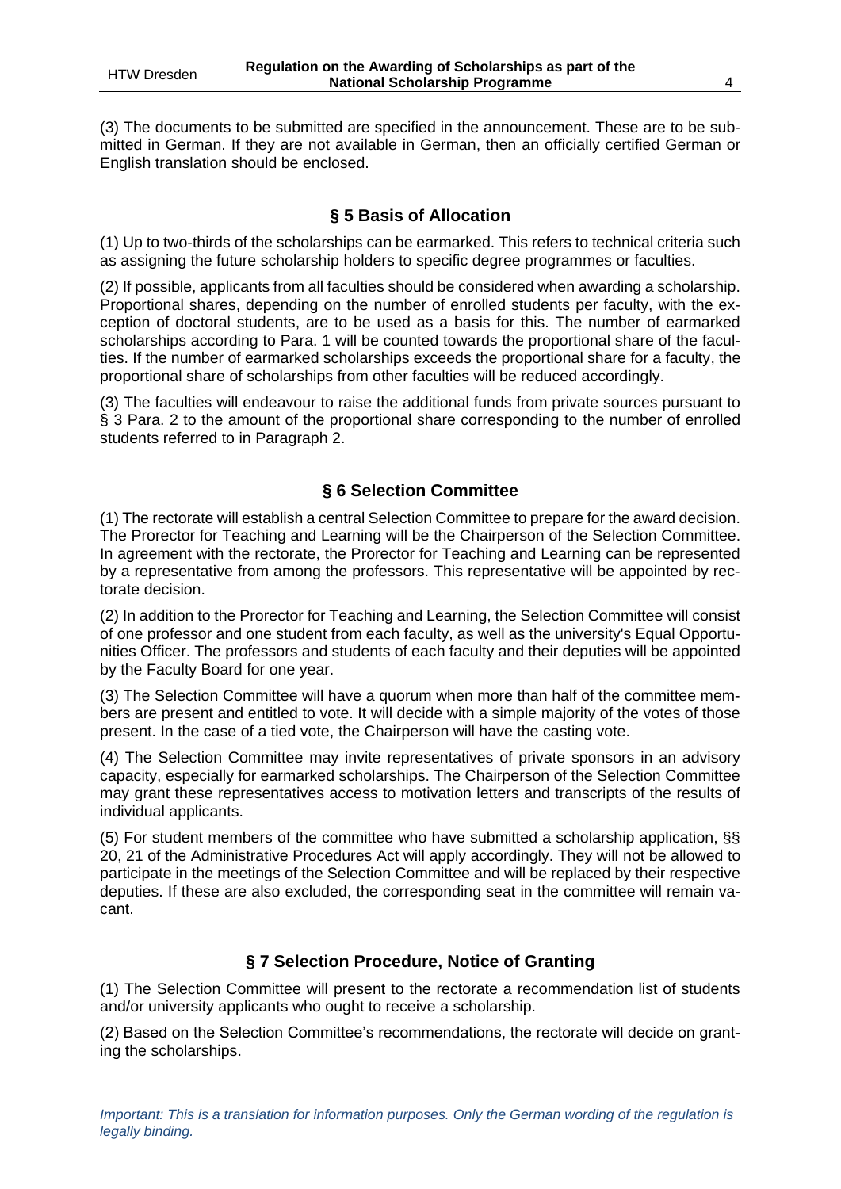(3) The documents to be submitted are specified in the announcement. These are to be submitted in German. If they are not available in German, then an officially certified German or English translation should be enclosed.

## § 5 Basis of Allocation

(1) Up to two-thirds of the scholarships can be earmarked. This refers to technical criteria such as assigning the future scholarship holders to specific degree programmes or faculties.

(2) If possible, applicants from all faculties should be considered when awarding a scholarship. Proportional shares, depending on the number of enrolled students per faculty, with the exception of doctoral students, are to be used as a basis for this. The number of earmarked scholarships according to Para. 1 will be counted towards the proportional share of the faculties. If the number of earmarked scholarships exceeds the proportional share for a faculty, the proportional share of scholarships from other faculties will be reduced accordingly.

(3) The faculties will endeavour to raise the additional funds from private sources pursuant to § 3 Para. 2 to the amount of the proportional share corresponding to the number of enrolled students referred to in Paragraph 2.

## § 6 Selection Committee

(1) The rectorate will establish a central Selection Committee to prepare for the award decision. The Prorector for Teaching and Learning will be the Chairperson of the Selection Committee. In agreement with the rectorate, the Prorector for Teaching and Learning can be represented by a representative from among the professors. This representative will be appointed by rectorate decision.

(2) In addition to the Prorector for Teaching and Learning, the Selection Committee will consist of one professor and one student from each faculty, as well as the university's Equal Opportunities Officer. The professors and students of each faculty and their deputies will be appointed by the Faculty Board for one year.

(3) The Selection Committee will have a quorum when more than half of the committee members are present and entitled to vote. It will decide with a simple majority of the votes of those present. In the case of a tied vote, the Chairperson will have the casting vote.

(4) The Selection Committee may invite representatives of private sponsors in an advisory capacity, especially for earmarked scholarships. The Chairperson of the Selection Committee may grant these representatives access to motivation letters and transcripts of the results of individual applicants.

(5) For student members of the committee who have submitted a scholarship application, §§ 20, 21 of the Administrative Procedures Act will apply accordingly. They will not be allowed to participate in the meetings of the Selection Committee and will be replaced by their respective deputies. If these are also excluded, the corresponding seat in the committee will remain vacant.

## § 7 Selection Procedure, Notice of Granting

(1) The Selection Committee will present to the rectorate a recommendation list of students and/or university applicants who ought to receive a scholarship.

(2) Based on the Selection Committee's recommendations, the rectorate will decide on granting the scholarships.

*Important: This is a translation for information purposes. Only the German wording of the regulation is legally binding.*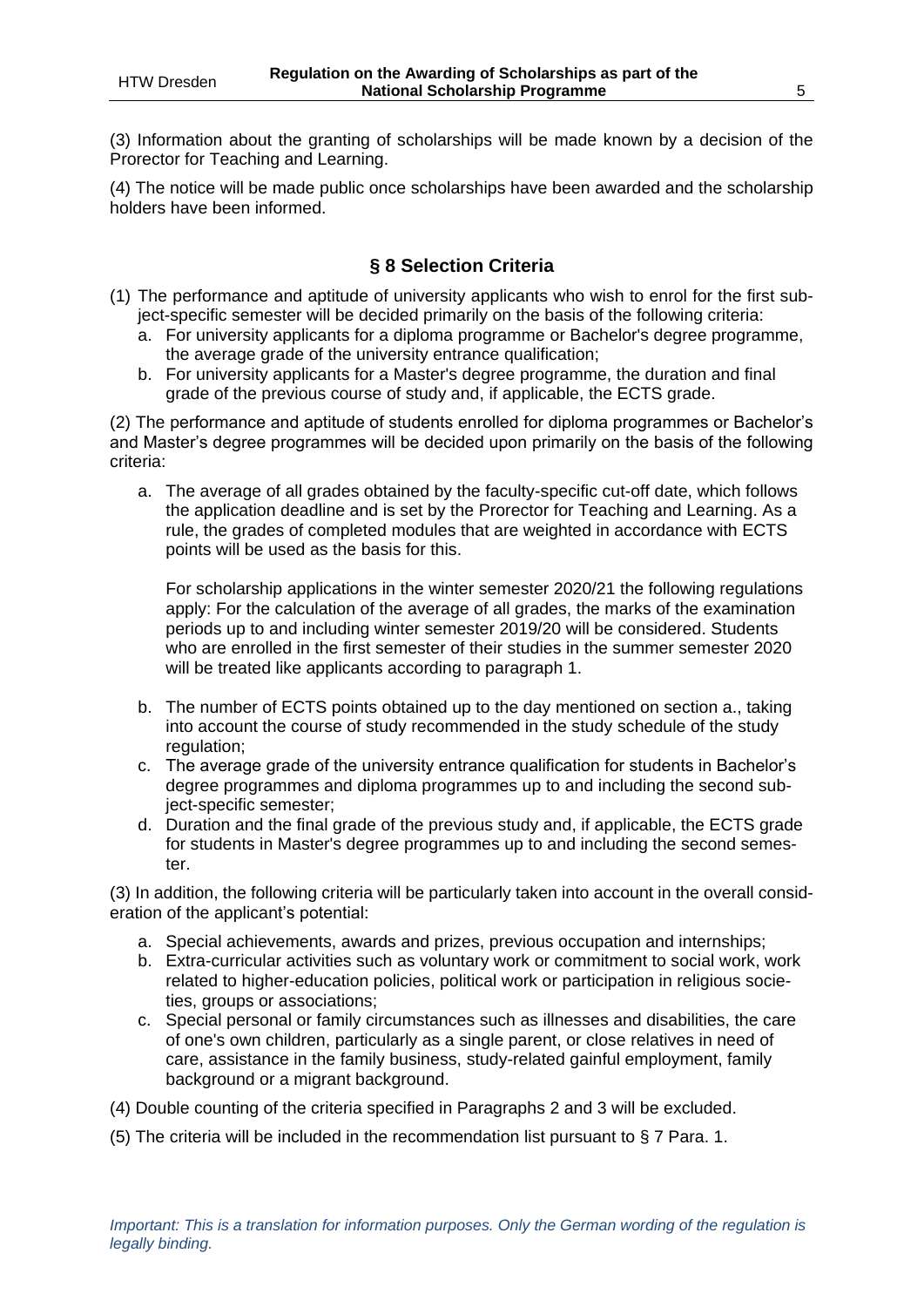(3) Information about the granting of scholarships will be made known by a decision of the Prorector for Teaching and Learning.

(4) The notice will be made public once scholarships have been awarded and the scholarship holders have been informed.

## § 8 Selection Criteria

(1) The performance and aptitude of university applicants who wish to enrol for the first subject-specific semester will be decided primarily on the basis of the following criteria:
   a. For university applicants for a diploma programme or Bachelor's degree programme, the average grade of the university entrance qualification;
   b. For university applicants for a Master's degree programme, the duration and final grade of the previous course of study and, if applicable, the ECTS grade.

(2) The performance and aptitude of students enrolled for diploma programmes or Bachelor's and Master's degree programmes will be decided upon primarily on the basis of the following criteria:

   a. The average of all grades obtained by the faculty-specific cut-off date, which follows the application deadline and is set by the Prorector for Teaching and Learning. As a rule, the grades of completed modules that are weighted in accordance with ECTS points will be used as the basis for this.

      For scholarship applications in the winter semester 2020/21 the following regulations apply: For the calculation of the average of all grades, the marks of the examination periods up to and including winter semester 2019/20 will be considered. Students who are enrolled in the first semester of their studies in the summer semester 2020 will be treated like applicants according to paragraph 1.

   b. The number of ECTS points obtained up to the day mentioned on section a., taking into account the course of study recommended in the study schedule of the study regulation;
   c. The average grade of the university entrance qualification for students in Bachelor's degree programmes and diploma programmes up to and including the second subject-specific semester;
   d. Duration and the final grade of the previous study and, if applicable, the ECTS grade for students in Master's degree programmes up to and including the second semester.

(3) In addition, the following criteria will be particularly taken into account in the overall consideration of the applicant's potential:

   a. Special achievements, awards and prizes, previous occupation and internships;
   b. Extra-curricular activities such as voluntary work or commitment to social work, work related to higher-education policies, political work or participation in religious societies, groups or associations;
   c. Special personal or family circumstances such as illnesses and disabilities, the care of one's own children, particularly as a single parent, or close relatives in need of care, assistance in the family business, study-related gainful employment, family background or a migrant background.

(4) Double counting of the criteria specified in Paragraphs 2 and 3 will be excluded.

(5) The criteria will be included in the recommendation list pursuant to § 7 Para. 1.

*Important: This is a translation for information purposes. Only the German wording of the regulation is legally binding.*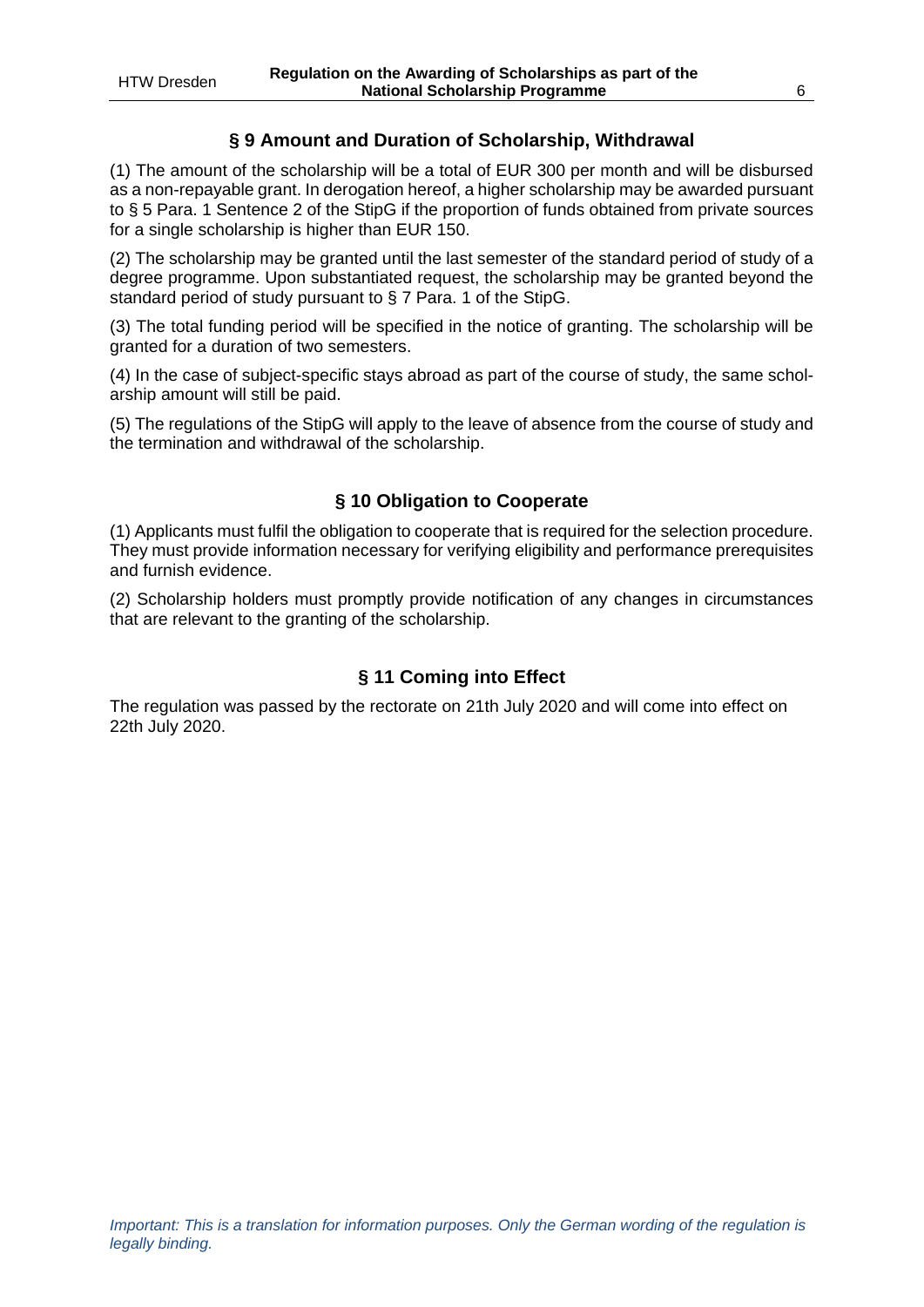## § 9 Amount and Duration of Scholarship, Withdrawal

(1) The amount of the scholarship will be a total of EUR 300 per month and will be disbursed as a non-repayable grant. In derogation hereof, a higher scholarship may be awarded pursuant to § 5 Para. 1 Sentence 2 of the StipG if the proportion of funds obtained from private sources for a single scholarship is higher than EUR 150.

(2) The scholarship may be granted until the last semester of the standard period of study of a degree programme. Upon substantiated request, the scholarship may be granted beyond the standard period of study pursuant to § 7 Para. 1 of the StipG.

(3) The total funding period will be specified in the notice of granting. The scholarship will be granted for a duration of two semesters.

(4) In the case of subject-specific stays abroad as part of the course of study, the same scholarship amount will still be paid.

(5) The regulations of the StipG will apply to the leave of absence from the course of study and the termination and withdrawal of the scholarship.

## § 10 Obligation to Cooperate

(1) Applicants must fulfil the obligation to cooperate that is required for the selection procedure. They must provide information necessary for verifying eligibility and performance prerequisites and furnish evidence.

(2) Scholarship holders must promptly provide notification of any changes in circumstances that are relevant to the granting of the scholarship.

## § 11 Coming into Effect

The regulation was passed by the rectorate on 21th July 2020 and will come into effect on 22th July 2020.

*Important: This is a translation for information purposes. Only the German wording of the regulation is legally binding.*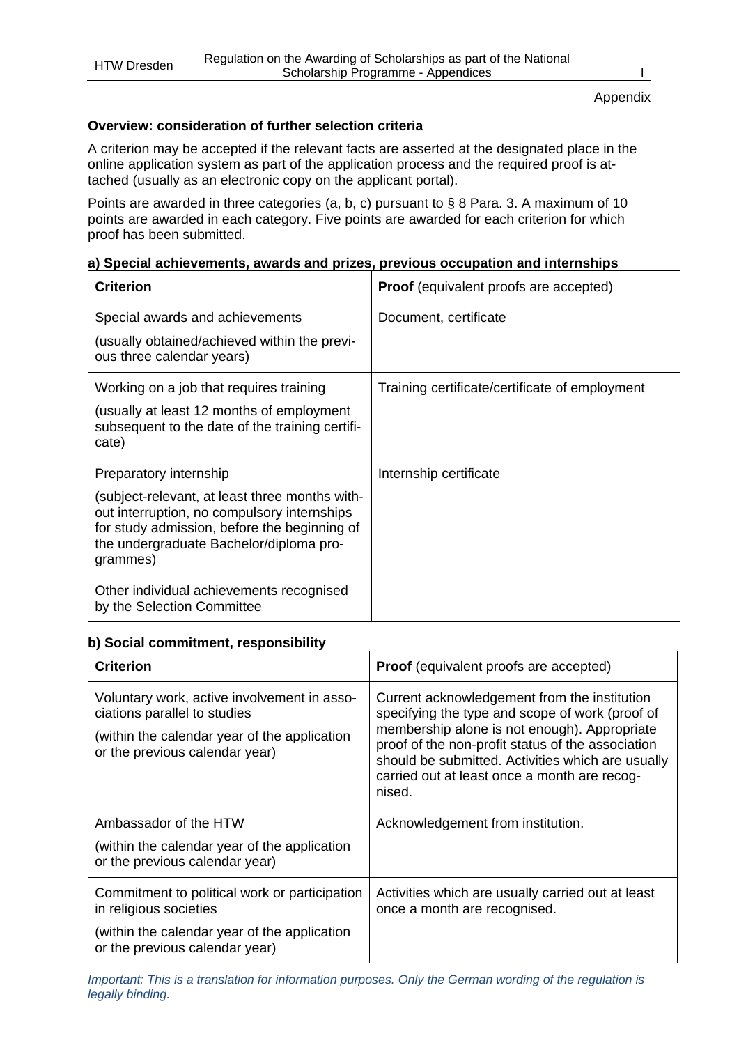Appendix

**Overview: consideration of further selection criteria**

A criterion may be accepted if the relevant facts are asserted at the designated place in the online application system as part of the application process and the required proof is attached (usually as an electronic copy on the applicant portal).

Points are awarded in three categories (a, b, c) pursuant to § 8 Para. 3. A maximum of 10 points are awarded in each category. Five points are awarded for each criterion for which proof has been submitted.

**a) Special achievements, awards and prizes, previous occupation and internships**

| **Criterion** | **Proof** (equivalent proofs are accepted) |
|---|---|
| Special awards and achievements<br><br>(usually obtained/achieved within the previous three calendar years) | Document, certificate |
| Working on a job that requires training<br><br>(usually at least 12 months of employment subsequent to the date of the training certificate) | Training certificate/certificate of employment |
| Preparatory internship<br><br>(subject-relevant, at least three months without interruption, no compulsory internships for study admission, before the beginning of the undergraduate Bachelor/diploma programmes) | Internship certificate |
| Other individual achievements recognised by the Selection Committee | |

**b) Social commitment, responsibility**

| **Criterion** | **Proof** (equivalent proofs are accepted) |
|---|---|
| Voluntary work, active involvement in associations parallel to studies<br><br>(within the calendar year of the application or the previous calendar year) | Current acknowledgement from the institution specifying the type and scope of work (proof of membership alone is not enough). Appropriate proof of the non-profit status of the association should be submitted. Activities which are usually carried out at least once a month are recognised. |
| Ambassador of the HTW<br><br>(within the calendar year of the application or the previous calendar year) | Acknowledgement from institution. |
| Commitment to political work or participation in religious societies<br><br>(within the calendar year of the application or the previous calendar year) | Activities which are usually carried out at least once a month are recognised. |

*Important: This is a translation for information purposes. Only the German wording of the regulation is legally binding.*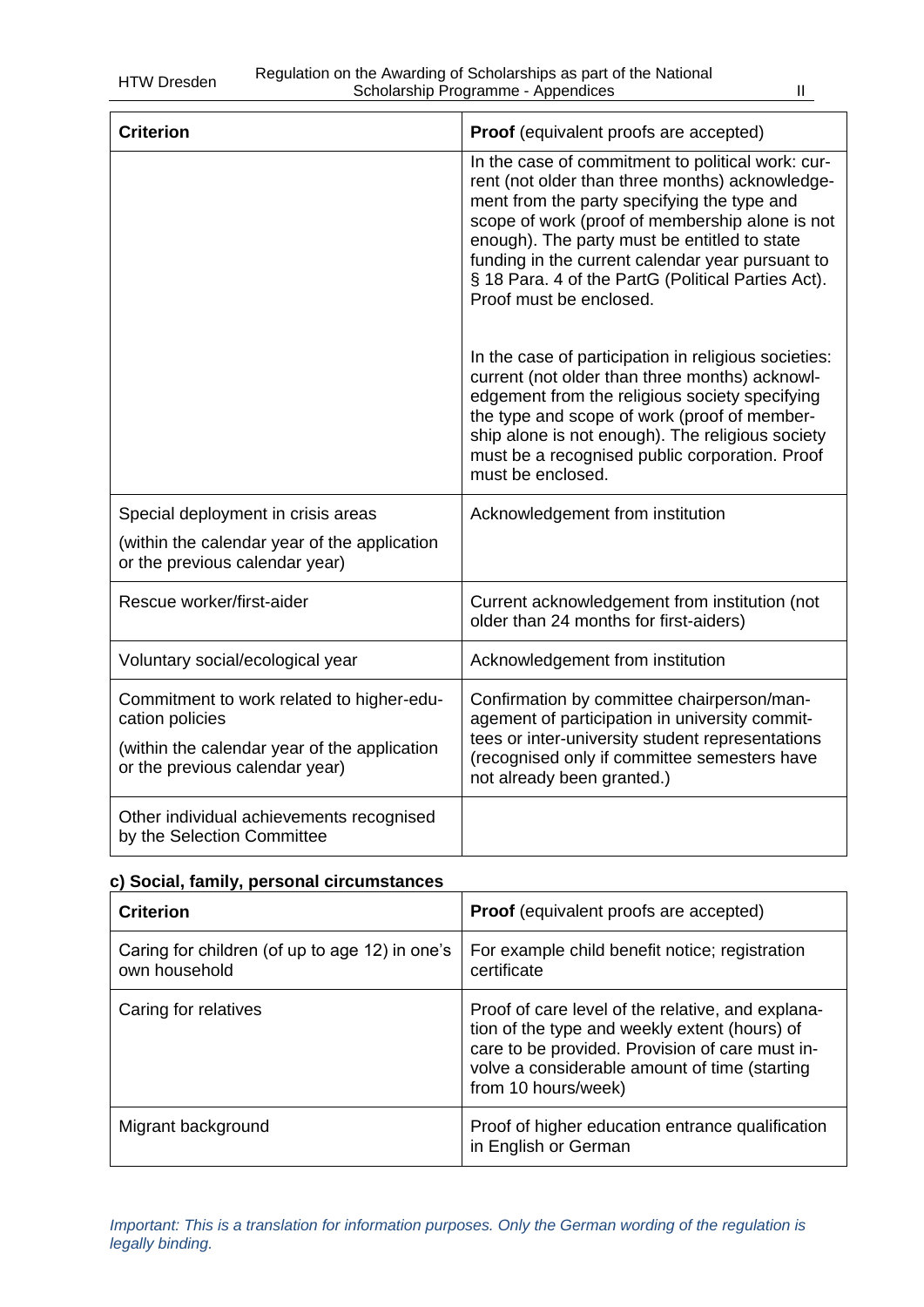| **Criterion** | **Proof** (equivalent proofs are accepted) |
|---|---|
| | In the case of commitment to political work: current (not older than three months) acknowledgement from the party specifying the type and scope of work (proof of membership alone is not enough). The party must be entitled to state funding in the current calendar year pursuant to § 18 Para. 4 of the PartG (Political Parties Act). Proof must be enclosed.<br><br>In the case of participation in religious societies: current (not older than three months) acknowledgement from the religious society specifying the type and scope of work (proof of membership alone is not enough). The religious society must be a recognised public corporation. Proof must be enclosed. |
| Special deployment in crisis areas<br>(within the calendar year of the application or the previous calendar year) | Acknowledgement from institution |
| Rescue worker/first-aider | Current acknowledgement from institution (not older than 24 months for first-aiders) |
| Voluntary social/ecological year | Acknowledgement from institution |
| Commitment to work related to higher-education policies<br>(within the calendar year of the application or the previous calendar year) | Confirmation by committee chairperson/management of participation in university committees or inter-university student representations (recognised only if committee semesters have not already been granted.) |
| Other individual achievements recognised by the Selection Committee | |

**c) Social, family, personal circumstances**

| **Criterion** | **Proof** (equivalent proofs are accepted) |
|---|---|
| Caring for children (of up to age 12) in one's own household | For example child benefit notice; registration certificate |
| Caring for relatives | Proof of care level of the relative, and explanation of the type and weekly extent (hours) of care to be provided. Provision of care must involve a considerable amount of time (starting from 10 hours/week) |
| Migrant background | Proof of higher education entrance qualification in English or German |

*Important: This is a translation for information purposes. Only the German wording of the regulation is legally binding.*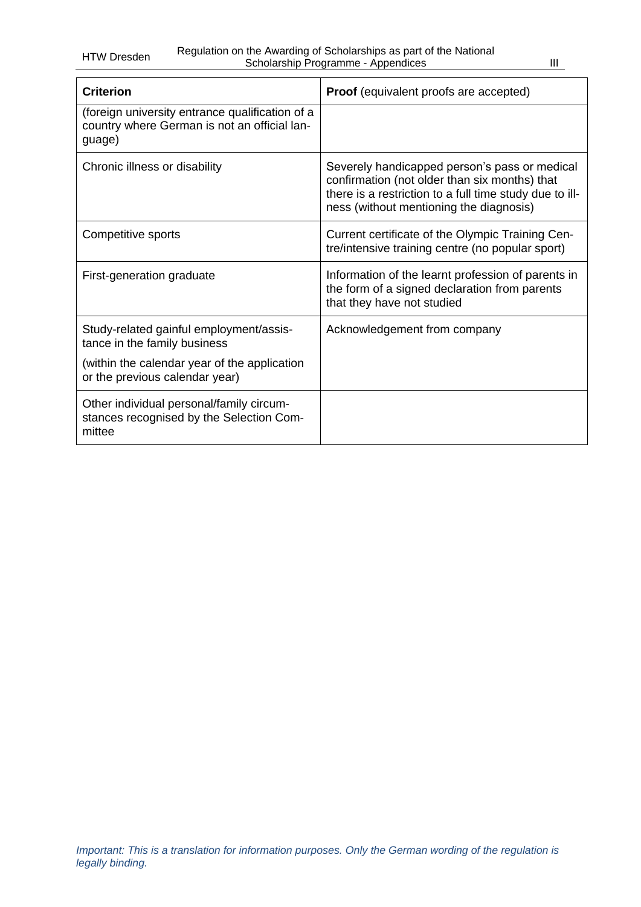| **Criterion** | **Proof** (equivalent proofs are accepted) |
|---|---|
| (foreign university entrance qualification of a country where German is not an official language) | |
| Chronic illness or disability | Severely handicapped person's pass or medical confirmation (not older than six months) that there is a restriction to a full time study due to illness (without mentioning the diagnosis) |
| Competitive sports | Current certificate of the Olympic Training Centre/intensive training centre (no popular sport) |
| First-generation graduate | Information of the learnt profession of parents in the form of a signed declaration from parents that they have not studied |
| Study-related gainful employment/assistance in the family business<br><br>(within the calendar year of the application or the previous calendar year) | Acknowledgement from company |
| Other individual personal/family circumstances recognised by the Selection Committee | |

*Important: This is a translation for information purposes. Only the German wording of the regulation is legally binding.*